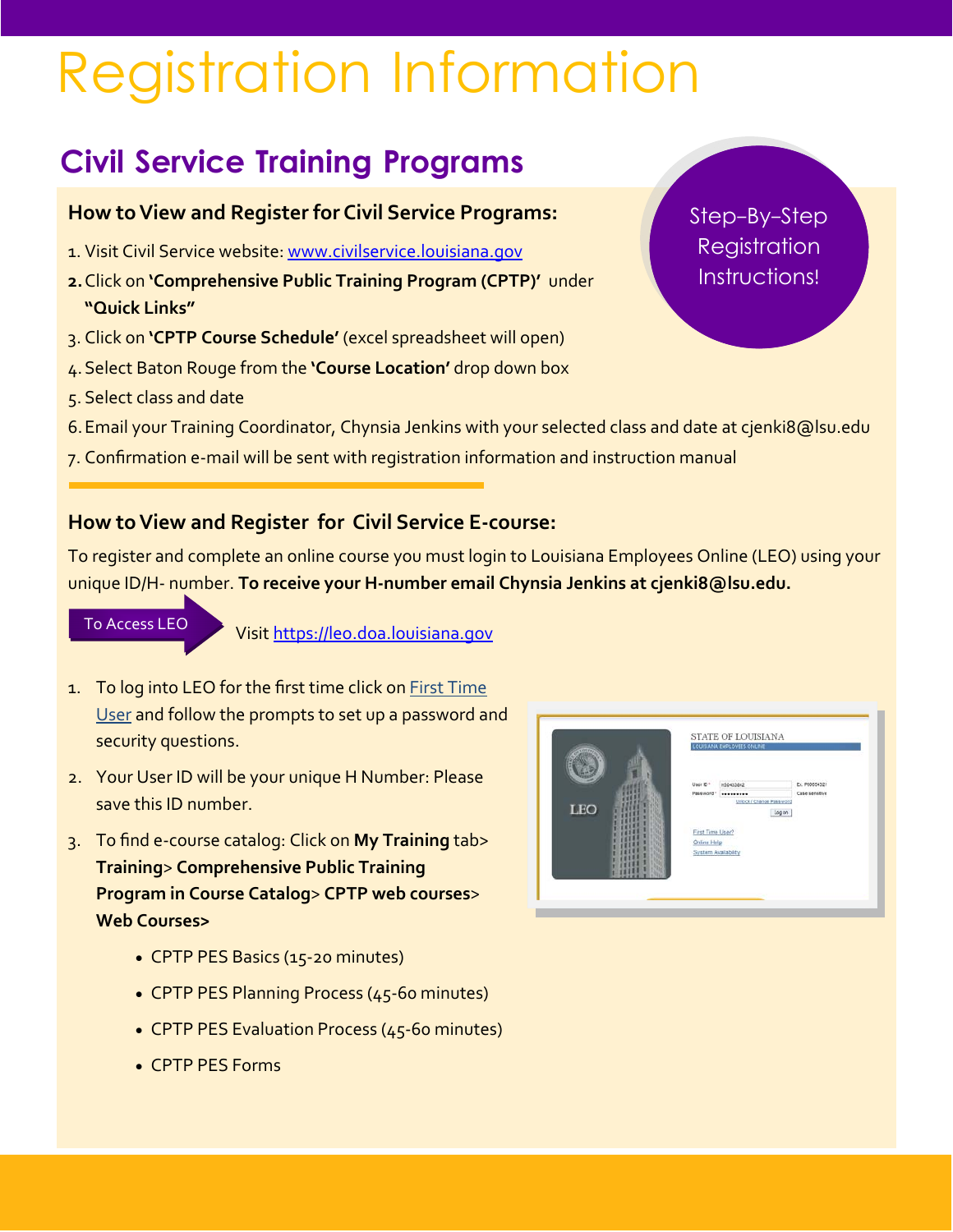# Registration Information

## Civil Service Training Programs

Step-By-Step Registration Instructions!

### How to View and Register for Civil Service Programs:

1. Visit Civil Service website: [www.civilservice.louisiana.gov](www.civilservice.louisiana.gov)
2. Click on **'Comprehensive Public Training Program (CPTP)'** under **"Quick Links"**
3. Click on **'CPTP Course Schedule'** (excel spreadsheet will open)
4. Select Baton Rouge from the **'Course Location'** drop down box
5. Select class and date
6. Email your Training Coordinator, Chynsia Jenkins with your selected class and date at cjenki8@lsu.edu
7. Confirmation e-mail will be sent with registration information and instruction manual

### How to View and Register for Civil Service E-course:

To register and complete an online course you must login to Louisiana Employees Online (LEO) using your unique ID/H- number. **To receive your H-number email Chynsia Jenkins at cjenki8@lsu.edu.**

**To Access LEO** Visit [https://leo.doa.louisiana.gov](https://leo.doa.louisiana.gov)

1. To log into LEO for the first time click on First Time User and follow the prompts to set up a password and security questions.
2. Your User ID will be your unique H Number: Please save this ID number.
3. To find e-course catalog: Click on **My Training** tab> **Training**> **Comprehensive Public Training Program in Course Catalog**> **CPTP web courses**> **Web Courses>**
   - CPTP PES Basics (15-20 minutes)
   - CPTP PES Planning Process (45-60 minutes)
   - CPTP PES Evaluation Process (45-60 minutes)
   - CPTP PES Forms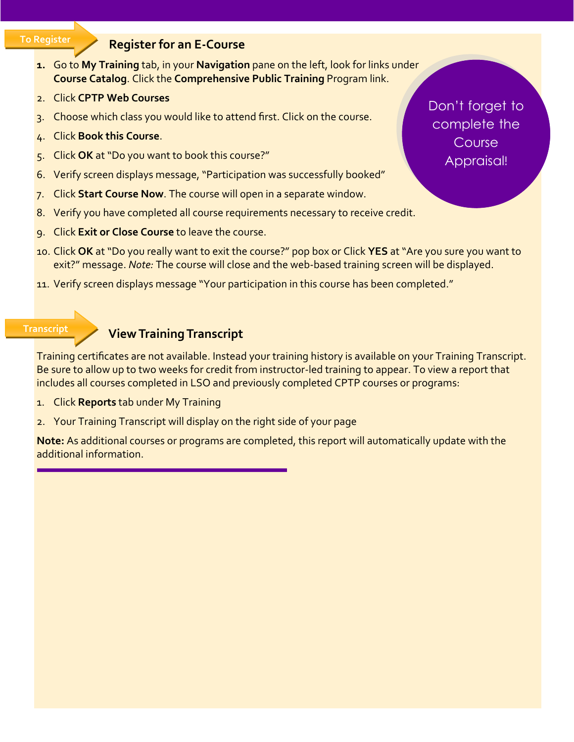To Register

## Register for an E-Course

1. Go to **My Training** tab, in your **Navigation** pane on the left, look for links under **Course Catalog**. Click the **Comprehensive Public Training** Program link.
2. Click **CPTP Web Courses**
3. Choose which class you would like to attend first. Click on the course.
4. Click **Book this Course**.
5. Click **OK** at "Do you want to book this course?"
6. Verify screen displays message, "Participation was successfully booked"
7. Click **Start Course Now**. The course will open in a separate window.
8. Verify you have completed all course requirements necessary to receive credit.
9. Click **Exit or Close Course** to leave the course.
10. Click **OK** at "Do you really want to exit the course?" pop box or Click **YES** at "Are you sure you want to exit?" message. *Note:* The course will close and the web-based training screen will be displayed.
11. Verify screen displays message "Your participation in this course has been completed."

Don't forget to complete the Course Appraisal!

Transcript

## View Training Transcript

Training certificates are not available. Instead your training history is available on your Training Transcript. Be sure to allow up to two weeks for credit from instructor-led training to appear. To view a report that includes all courses completed in LSO and previously completed CPTP courses or programs:

1. Click **Reports** tab under My Training
2. Your Training Transcript will display on the right side of your page

**Note:** As additional courses or programs are completed, this report will automatically update with the additional information.